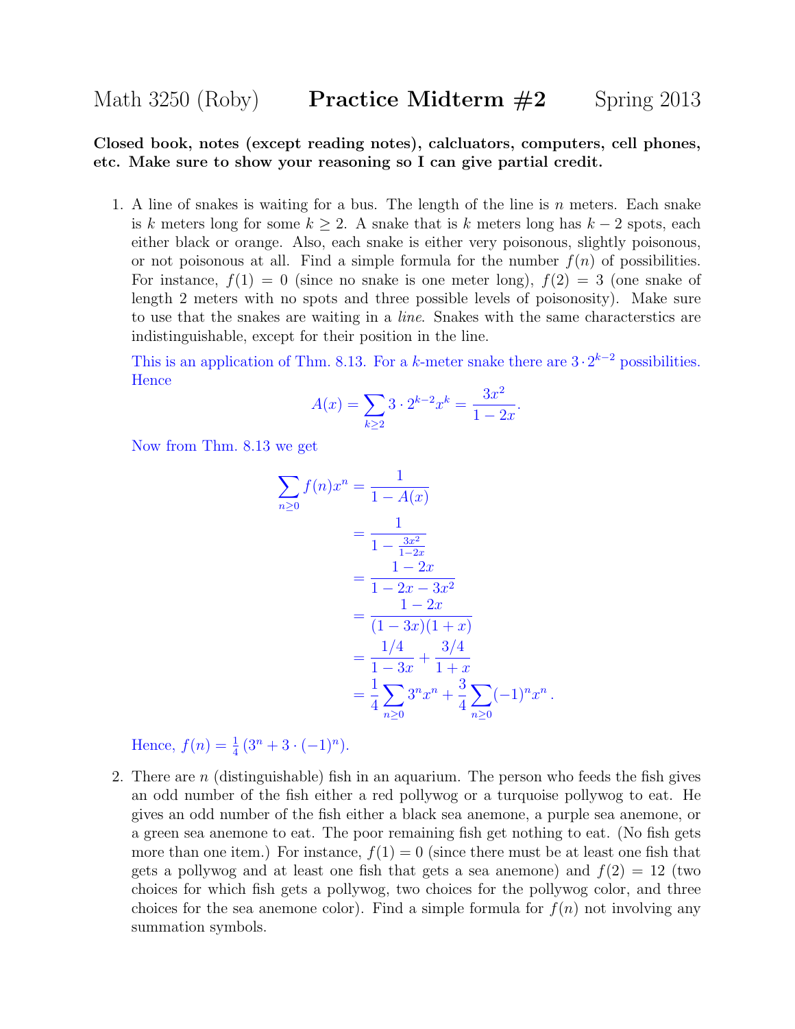Math 3250 (Roby) **Practice Midterm #2** Spring 2013

**Closed book, notes (except reading notes), calcluators, computers, cell phones, etc. Make sure to show your reasoning so I can give partial credit.**

1. A line of snakes is waiting for a bus. The length of the line is $n$ meters. Each snake is $k$ meters long for some $k \geq 2$. A snake that is $k$ meters long has $k-2$ spots, each either black or orange. Also, each snake is either very poisonous, slightly poisonous, or not poisonous at all. Find a simple formula for the number $f(n)$ of possibilities. For instance, $f(1) = 0$ (since no snake is one meter long), $f(2) = 3$ (one snake of length 2 meters with no spots and three possible levels of poisonosity). Make sure to use that the snakes are waiting in a *line*. Snakes with the same characterstics are indistinguishable, except for their position in the line.

   This is an application of Thm. 8.13. For a $k$-meter snake there are $3 \cdot 2^{k-2}$ possibilities. Hence
   $$A(x) = \sum_{k \geq 2} 3 \cdot 2^{k-2} x^k = \frac{3x^2}{1-2x}.$$
   Now from Thm. 8.13 we get
   $$\begin{aligned}
   \sum_{n \geq 0} f(n) x^n &= \frac{1}{1 - A(x)} \\
   &= \frac{1}{1 - \frac{3x^2}{1-2x}} \\
   &= \frac{1-2x}{1-2x-3x^2} \\
   &= \frac{1-2x}{(1-3x)(1+x)} \\
   &= \frac{1/4}{1-3x} + \frac{3/4}{1+x} \\
   &= \frac{1}{4} \sum_{n \geq 0} 3^n x^n + \frac{3}{4} \sum_{n \geq 0} (-1)^n x^n .
   \end{aligned}$$
   Hence, $f(n) = \frac{1}{4}\left(3^n + 3 \cdot (-1)^n\right)$.

2. There are $n$ (distinguishable) fish in an aquarium. The person who feeds the fish gives an odd number of the fish either a red pollywog or a turquoise pollywog to eat. He gives an odd number of the fish either a black sea anemone, a purple sea anemone, or a green sea anemone to eat. The poor remaining fish get nothing to eat. (No fish gets more than one item.) For instance, $f(1) = 0$ (since there must be at least one fish that gets a pollywog and at least one fish that gets a sea anemone) and $f(2) = 12$ (two choices for which fish gets a pollywog, two choices for the pollywog color, and three choices for the sea anemone color). Find a simple formula for $f(n)$ not involving any summation symbols.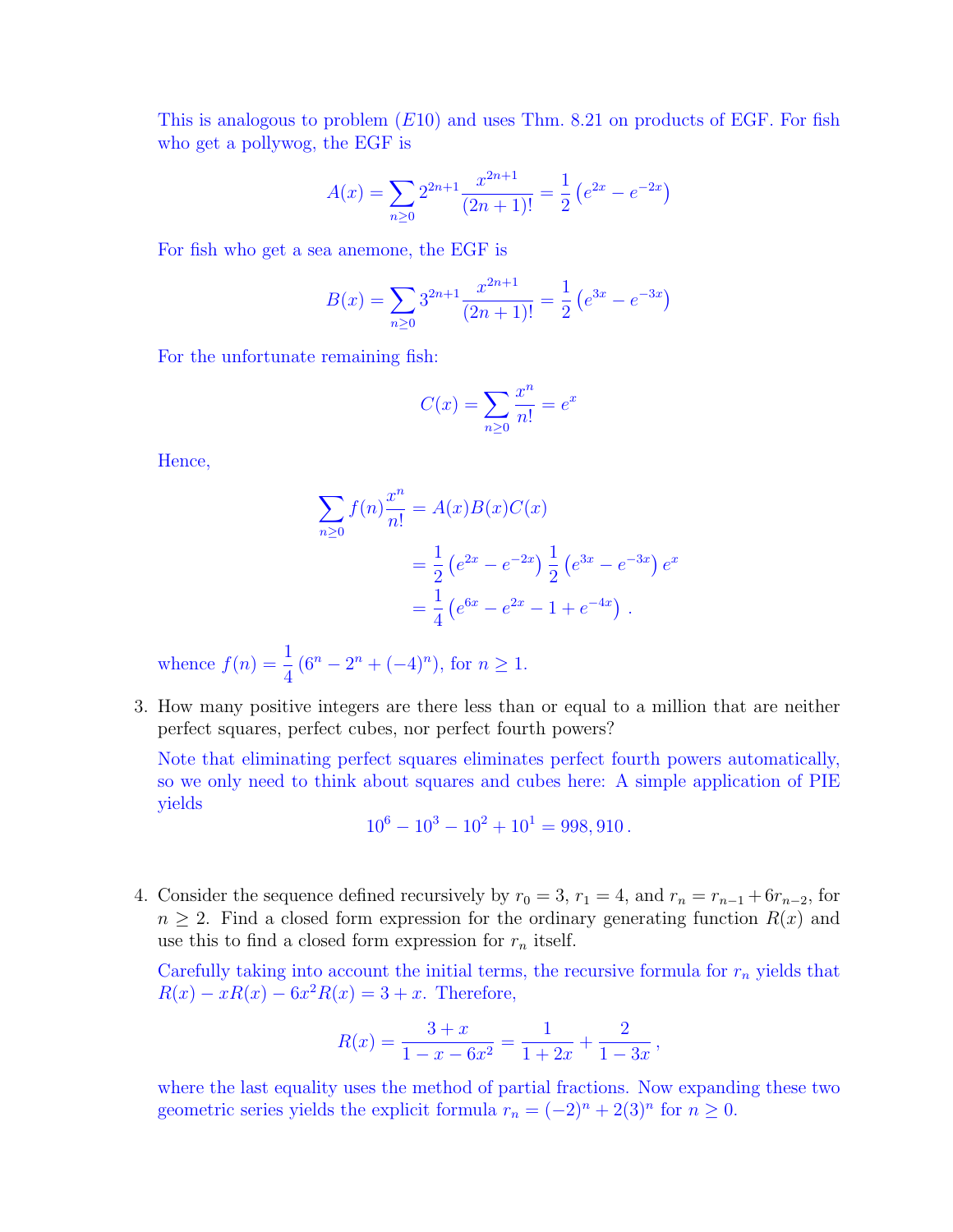This is analogous to problem ($E10$) and uses Thm. 8.21 on products of EGF. For fish who get a pollywog, the EGF is

$$A(x) = \sum_{n\geq 0} 2^{2n+1} \frac{x^{2n+1}}{(2n+1)!} = \frac{1}{2}\left(e^{2x} - e^{-2x}\right)$$

For fish who get a sea anemone, the EGF is

$$B(x) = \sum_{n\geq 0} 3^{2n+1} \frac{x^{2n+1}}{(2n+1)!} = \frac{1}{2}\left(e^{3x} - e^{-3x}\right)$$

For the unfortunate remaining fish:

$$C(x) = \sum_{n\geq 0} \frac{x^n}{n!} = e^x$$

Hence,

$$\begin{aligned}
\sum_{n\geq 0} f(n)\frac{x^n}{n!} &= A(x)B(x)C(x) \\
&= \frac{1}{2}\left(e^{2x} - e^{-2x}\right)\frac{1}{2}\left(e^{3x} - e^{-3x}\right)e^x \\
&= \frac{1}{4}\left(e^{6x} - e^{2x} - 1 + e^{-4x}\right) .
\end{aligned}$$

whence $f(n) = \dfrac{1}{4}\left(6^n - 2^n + (-4)^n\right)$, for $n \geq 1$.

3. How many positive integers are there less than or equal to a million that are neither perfect squares, perfect cubes, nor perfect fourth powers?

   Note that eliminating perfect squares eliminates perfect fourth powers automatically, so we only need to think about squares and cubes here: A simple application of PIE yields

   $$10^6 - 10^3 - 10^2 + 10^1 = 998,910 .$$

4. Consider the sequence defined recursively by $r_0 = 3$, $r_1 = 4$, and $r_n = r_{n-1} + 6r_{n-2}$, for $n \geq 2$. Find a closed form expression for the ordinary generating function $R(x)$ and use this to find a closed form expression for $r_n$ itself.

   Carefully taking into account the initial terms, the recursive formula for $r_n$ yields that $R(x) - xR(x) - 6x^2R(x) = 3 + x$. Therefore,

   $$R(x) = \frac{3+x}{1-x-6x^2} = \frac{1}{1+2x} + \frac{2}{1-3x} ,$$

   where the last equality uses the method of partial fractions. Now expanding these two geometric series yields the explicit formula $r_n = (-2)^n + 2(3)^n$ for $n \geq 0$.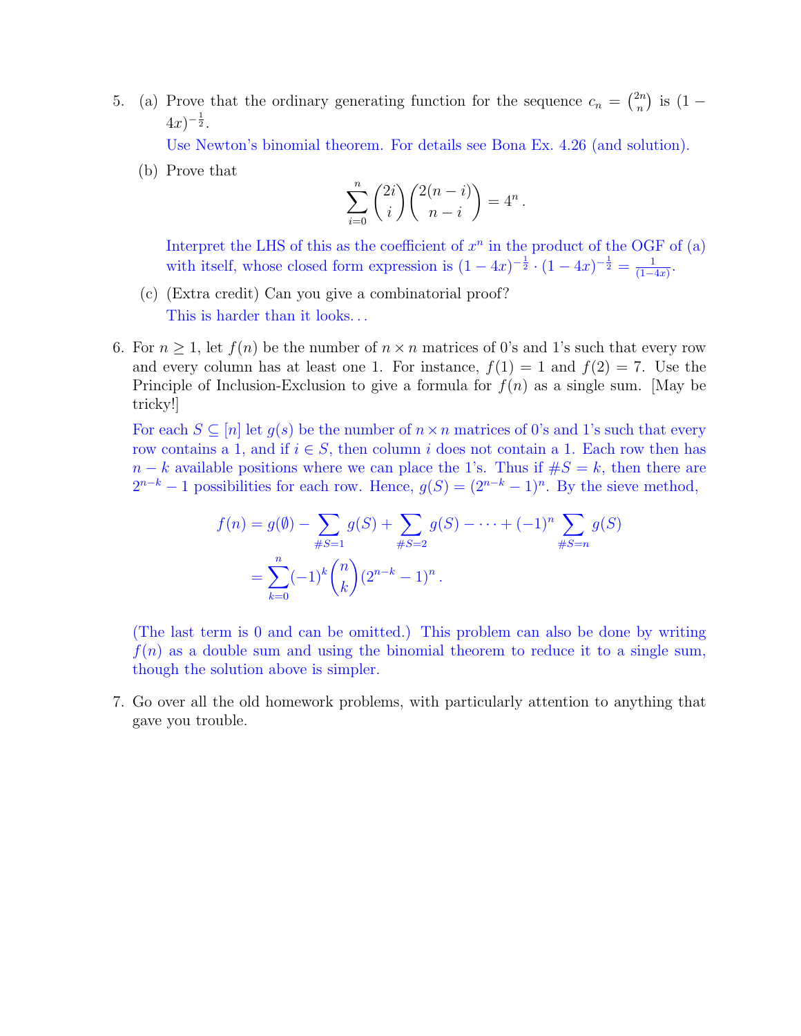5. (a) Prove that the ordinary generating function for the sequence $c_n = \binom{2n}{n}$ is $(1-4x)^{-\frac{1}{2}}$.

   Use Newton's binomial theorem. For details see Bona Ex. 4.26 (and solution).

   (b) Prove that

$$\sum_{i=0}^{n} \binom{2i}{i}\binom{2(n-i)}{n-i} = 4^n .$$

   Interpret the LHS of this as the coefficient of $x^n$ in the product of the OGF of (a) with itself, whose closed form expression is $(1-4x)^{-\frac{1}{2}} \cdot (1-4x)^{-\frac{1}{2}} = \frac{1}{(1-4x)}$.

   (c) (Extra credit) Can you give a combinatorial proof?

   This is harder than it looks...

6. For $n \geq 1$, let $f(n)$ be the number of $n \times n$ matrices of 0's and 1's such that every row and every column has at least one 1. For instance, $f(1) = 1$ and $f(2) = 7$. Use the Principle of Inclusion-Exclusion to give a formula for $f(n)$ as a single sum. [May be tricky!]

   For each $S \subseteq [n]$ let $g(s)$ be the number of $n \times n$ matrices of 0's and 1's such that every row contains a 1, and if $i \in S$, then column $i$ does not contain a 1. Each row then has $n-k$ available positions where we can place the 1's. Thus if $\#S = k$, then there are $2^{n-k} - 1$ possibilities for each row. Hence, $g(S) = (2^{n-k} - 1)^n$. By the sieve method,

$$\begin{aligned} f(n) &= g(\emptyset) - \sum_{\#S=1} g(S) + \sum_{\#S=2} g(S) - \cdots + (-1)^n \sum_{\#S=n} g(S) \\ &= \sum_{k=0}^{n} (-1)^k \binom{n}{k} (2^{n-k} - 1)^n . \end{aligned}$$

   (The last term is 0 and can be omitted.) This problem can also be done by writing $f(n)$ as a double sum and using the binomial theorem to reduce it to a single sum, though the solution above is simpler.

7. Go over all the old homework problems, with particularly attention to anything that gave you trouble.